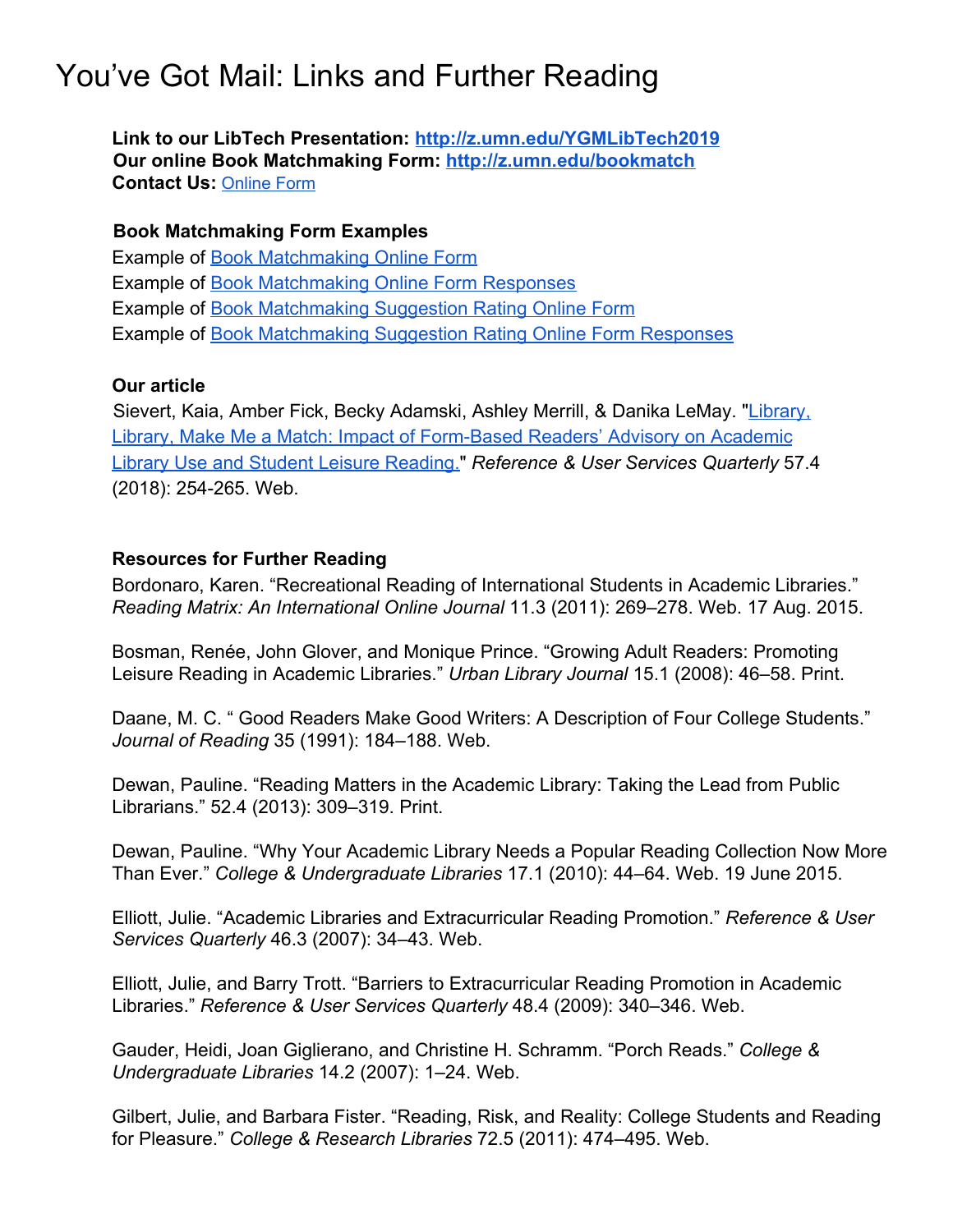# You've Got Mail: Links and Further Reading

**Link to our LibTech Presentation: [http://z.umn.edu/YGMLibTech2019](http://z.umn.edu/YGMLibTech2019)**
**Our online Book Matchmaking Form: [http://z.umn.edu/bookmatch](http://z.umn.edu/bookmatch)**
**Contact Us:** [Online Form]()

### Book Matchmaking Form Examples

Example of [Book Matchmaking Online Form]()
Example of [Book Matchmaking Online Form Responses]()
Example of [Book Matchmaking Suggestion Rating Online Form]()
Example of [Book Matchmaking Suggestion Rating Online Form Responses]()

### Our article

Sievert, Kaia, Amber Fick, Becky Adamski, Ashley Merrill, & Danika LeMay. "[Library, Library, Make Me a Match: Impact of Form-Based Readers' Advisory on Academic Library Use and Student Leisure Reading.]()" *Reference & User Services Quarterly* 57.4 (2018): 254-265. Web.

### Resources for Further Reading

Bordonaro, Karen. "Recreational Reading of International Students in Academic Libraries." *Reading Matrix: An International Online Journal* 11.3 (2011): 269–278. Web. 17 Aug. 2015.

Bosman, Renée, John Glover, and Monique Prince. "Growing Adult Readers: Promoting Leisure Reading in Academic Libraries." *Urban Library Journal* 15.1 (2008): 46–58. Print.

Daane, M. C. " Good Readers Make Good Writers: A Description of Four College Students." *Journal of Reading* 35 (1991): 184–188. Web.

Dewan, Pauline. "Reading Matters in the Academic Library: Taking the Lead from Public Librarians." 52.4 (2013): 309–319. Print.

Dewan, Pauline. "Why Your Academic Library Needs a Popular Reading Collection Now More Than Ever." *College & Undergraduate Libraries* 17.1 (2010): 44–64. Web. 19 June 2015.

Elliott, Julie. "Academic Libraries and Extracurricular Reading Promotion." *Reference & User Services Quarterly* 46.3 (2007): 34–43. Web.

Elliott, Julie, and Barry Trott. "Barriers to Extracurricular Reading Promotion in Academic Libraries." *Reference & User Services Quarterly* 48.4 (2009): 340–346. Web.

Gauder, Heidi, Joan Giglierano, and Christine H. Schramm. "Porch Reads." *College & Undergraduate Libraries* 14.2 (2007): 1–24. Web.

Gilbert, Julie, and Barbara Fister. "Reading, Risk, and Reality: College Students and Reading for Pleasure." *College & Research Libraries* 72.5 (2011): 474–495. Web.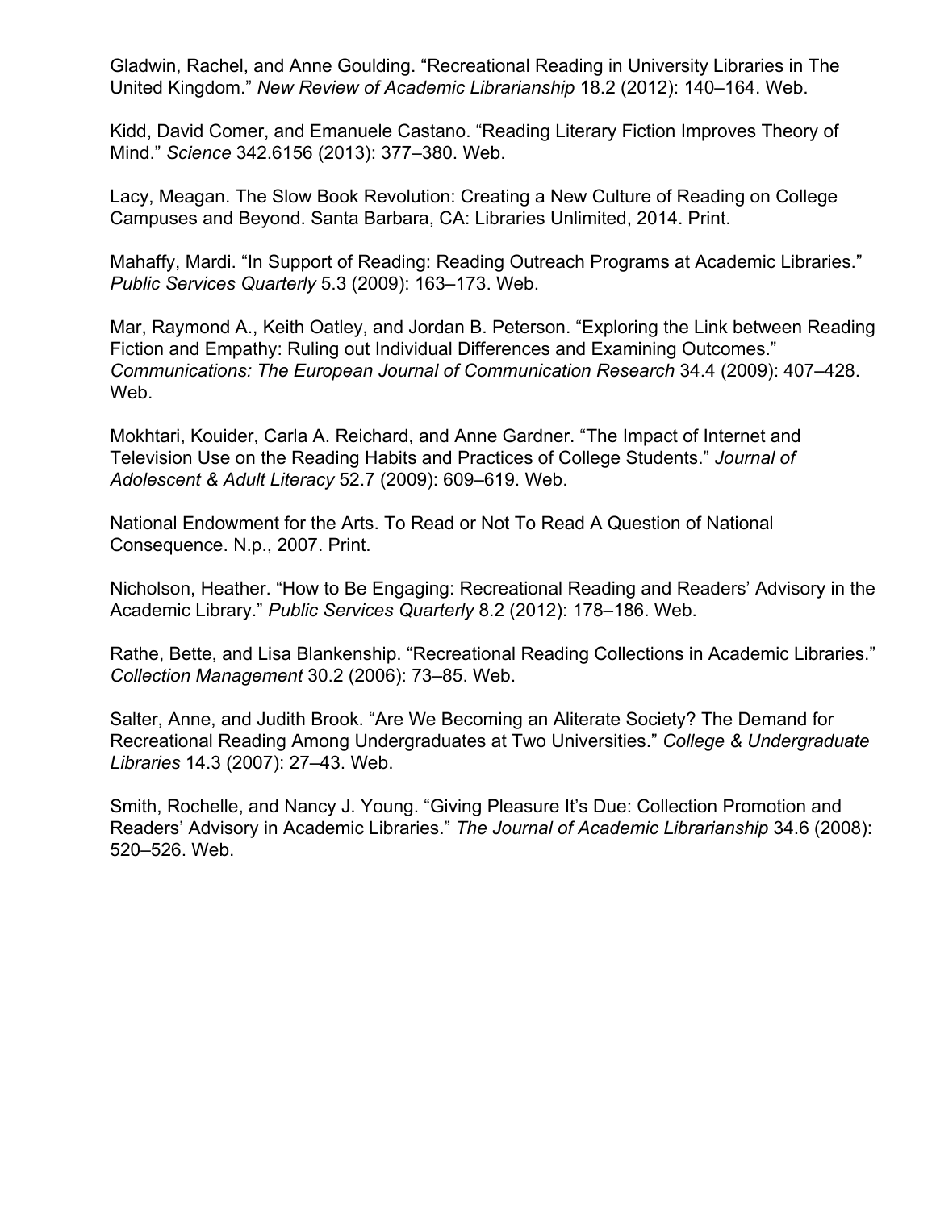Gladwin, Rachel, and Anne Goulding. “Recreational Reading in University Libraries in The United Kingdom.” *New Review of Academic Librarianship* 18.2 (2012): 140–164. Web.

Kidd, David Comer, and Emanuele Castano. “Reading Literary Fiction Improves Theory of Mind.” *Science* 342.6156 (2013): 377–380. Web.

Lacy, Meagan. The Slow Book Revolution: Creating a New Culture of Reading on College Campuses and Beyond. Santa Barbara, CA: Libraries Unlimited, 2014. Print.

Mahaffy, Mardi. “In Support of Reading: Reading Outreach Programs at Academic Libraries.” *Public Services Quarterly* 5.3 (2009): 163–173. Web.

Mar, Raymond A., Keith Oatley, and Jordan B. Peterson. “Exploring the Link between Reading Fiction and Empathy: Ruling out Individual Differences and Examining Outcomes.” *Communications: The European Journal of Communication Research* 34.4 (2009): 407–428. Web.

Mokhtari, Kouider, Carla A. Reichard, and Anne Gardner. “The Impact of Internet and Television Use on the Reading Habits and Practices of College Students.” *Journal of Adolescent & Adult Literacy* 52.7 (2009): 609–619. Web.

National Endowment for the Arts. To Read or Not To Read A Question of National Consequence. N.p., 2007. Print.

Nicholson, Heather. “How to Be Engaging: Recreational Reading and Readers’ Advisory in the Academic Library.” *Public Services Quarterly* 8.2 (2012): 178–186. Web.

Rathe, Bette, and Lisa Blankenship. “Recreational Reading Collections in Academic Libraries.” *Collection Management* 30.2 (2006): 73–85. Web.

Salter, Anne, and Judith Brook. “Are We Becoming an Aliterate Society? The Demand for Recreational Reading Among Undergraduates at Two Universities.” *College & Undergraduate Libraries* 14.3 (2007): 27–43. Web.

Smith, Rochelle, and Nancy J. Young. “Giving Pleasure It’s Due: Collection Promotion and Readers’ Advisory in Academic Libraries.” *The Journal of Academic Librarianship* 34.6 (2008): 520–526. Web.